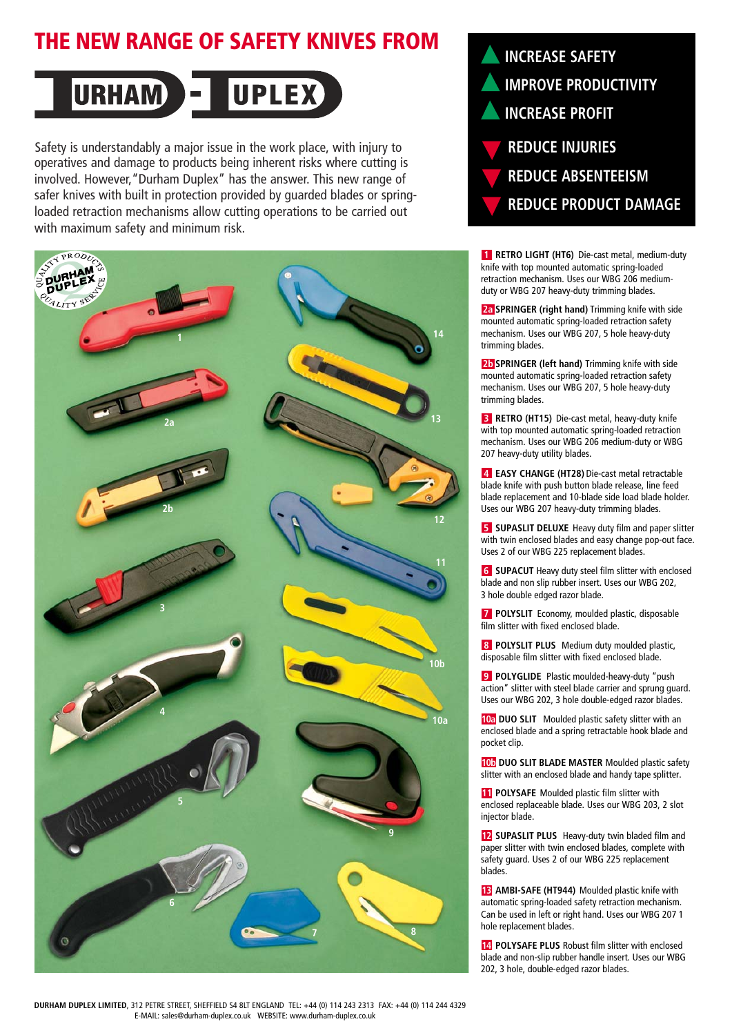# THE NEW RANGE OF SAFETY KNIVES FROM

## DURHAM - DUPLEX

Safety is understandably a major issue in the work place, with injury to operatives and damage to products being inherent risks where cutting is involved. However, "Durham Duplex" has the answer. This new range of safer knives with built in protection provided by guarded blades or spring-loaded retraction mechanisms allow cutting operations to be carried out with maximum safety and minimum risk.

- ▲ INCREASE SAFETY
- ▲ IMPROVE PRODUCTIVITY
- ▲ INCREASE PROFIT
- ▼ REDUCE INJURIES
- ▼ REDUCE ABSENTEEISM
- ▼ REDUCE PRODUCT DAMAGE

**1 RETRO LIGHT (HT6)** Die-cast metal, medium-duty knife with top mounted automatic spring-loaded retraction mechanism. Uses our WBG 206 medium-duty or WBG 207 heavy-duty trimming blades.

**2a SPRINGER (right hand)** Trimming knife with side mounted automatic spring-loaded retraction safety mechanism. Uses our WBG 207, 5 hole heavy-duty trimming blades.

**2b SPRINGER (left hand)** Trimming knife with side mounted automatic spring-loaded retraction safety mechanism. Uses our WBG 207, 5 hole heavy-duty trimming blades.

**3 RETRO (HT15)** Die-cast metal, heavy-duty knife with top mounted automatic spring-loaded retraction mechanism. Uses our WBG 206 medium-duty or WBG 207 heavy-duty utility blades.

**4 EASY CHANGE (HT28)** Die-cast metal retractable blade knife with push button blade release, line feed blade replacement and 10-blade side load blade holder. Uses our WBG 207 heavy-duty trimming blades.

**5 SUPASLIT DELUXE** Heavy duty film and paper slitter with twin enclosed blades and easy change pop-out face. Uses 2 of our WBG 225 replacement blades.

**6 SUPACUT** Heavy duty steel film slitter with enclosed blade and non slip rubber insert. Uses our WBG 202, 3 hole double edged razor blade.

**7 POLYSLIT** Economy, moulded plastic, disposable film slitter with fixed enclosed blade.

**8 POLYSLIT PLUS** Medium duty moulded plastic, disposable film slitter with fixed enclosed blade.

**9 POLYGLIDE** Plastic moulded-heavy-duty "push action" slitter with steel blade carrier and sprung guard. Uses our WBG 202, 3 hole double-edged razor blades.

**10a DUO SLIT** Moulded plastic safety slitter with an enclosed blade and a spring retractable hook blade and pocket clip.

**10b DUO SLIT BLADE MASTER** Moulded plastic safety slitter with an enclosed blade and handy tape splitter.

**11 POLYSAFE** Moulded plastic film slitter with enclosed replaceable blade. Uses our WBG 203, 2 slot injector blade.

**12 SUPASLIT PLUS** Heavy-duty twin bladed film and paper slitter with twin enclosed blades, complete with safety guard. Uses 2 of our WBG 225 replacement blades.

**13 AMBI-SAFE (HT944)** Moulded plastic knife with automatic spring-loaded safety retraction mechanism. Can be used in left or right hand. Uses our WBG 207 1 hole replacement blades.

**14 POLYSAFE PLUS** Robust film slitter with enclosed blade and non-slip rubber handle insert. Uses our WBG 202, 3 hole, double-edged razor blades.

**DURHAM DUPLEX LIMITED**, 312 PETRE STREET, SHEFFIELD S4 8LT ENGLAND TEL: +44 (0) 114 243 2313 FAX: +44 (0) 114 244 4329
E-MAIL: sales@durham-duplex.co.uk WEBSITE: www.durham-duplex.co.uk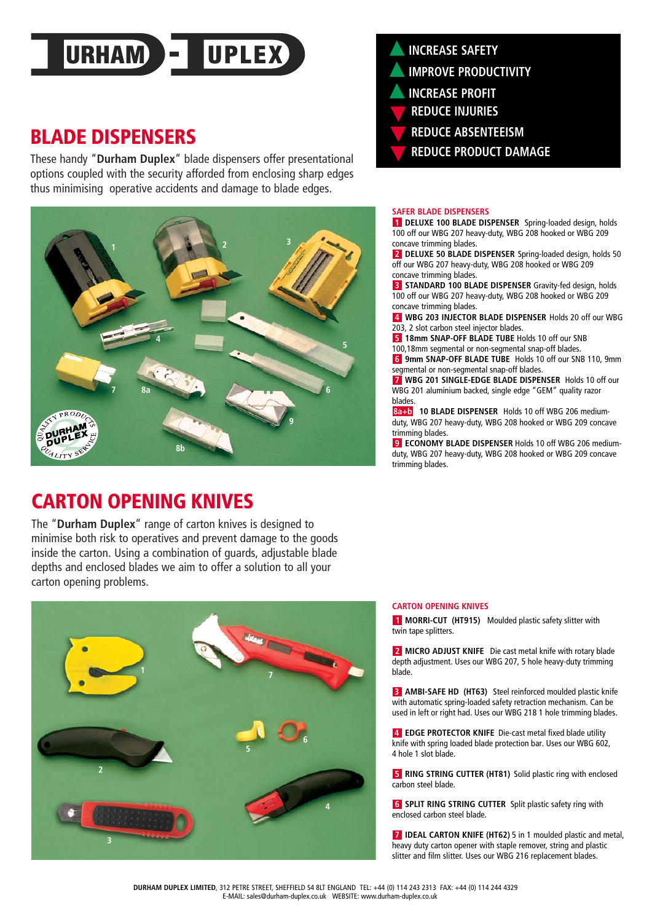# DURHAM - DUPLEX

- INCREASE SAFETY
- IMPROVE PRODUCTIVITY
- INCREASE PROFIT
- REDUCE INJURIES
- REDUCE ABSENTEEISM
- REDUCE PRODUCT DAMAGE

## BLADE DISPENSERS

These handy "**Durham Duplex**" blade dispensers offer presentational options coupled with the security afforded from enclosing sharp edges thus minimising operative accidents and damage to blade edges.

### SAFER BLADE DISPENSERS

**1 DELUXE 100 BLADE DISPENSER** Spring-loaded design, holds 100 off our WBG 207 heavy-duty, WBG 208 hooked or WBG 209 concave trimming blades.

**2 DELUXE 50 BLADE DISPENSER** Spring-loaded design, holds 50 off our WBG 207 heavy-duty, WBG 208 hooked or WBG 209 concave trimming blades.

**3 STANDARD 100 BLADE DISPENSER** Gravity-fed design, holds 100 off our WBG 207 heavy-duty, WBG 208 hooked or WBG 209 concave trimming blades.

**4 WBG 203 INJECTOR BLADE DISPENSER** Holds 20 off our WBG 203, 2 slot carbon steel injector blades.

**5 18mm SNAP-OFF BLADE TUBE** Holds 10 off our SNB 100,18mm segmental or non-segmental snap-off blades.

**6 9mm SNAP-OFF BLADE TUBE** Holds 10 off our SNB 110, 9mm segmental or non-segmental snap-off blades.

**7 WBG 201 SINGLE-EDGE BLADE DISPENSER** Holds 10 off our WBG 201 aluminium backed, single edge "GEM" quality razor blades.

**8a+b 10 BLADE DISPENSER** Holds 10 off WBG 206 medium-duty, WBG 207 heavy-duty, WBG 208 hooked or WBG 209 concave trimming blades.

**9 ECONOMY BLADE DISPENSER** Holds 10 off WBG 206 medium-duty, WBG 207 heavy-duty, WBG 208 hooked or WBG 209 concave trimming blades.

## CARTON OPENING KNIVES

The "**Durham Duplex**" range of carton knives is designed to minimise both risk to operatives and prevent damage to the goods inside the carton. Using a combination of guards, adjustable blade depths and enclosed blades we aim to offer a solution to all your carton opening problems.

### CARTON OPENING KNIVES

**1 MORRI-CUT (HT915)** Moulded plastic safety slitter with twin tape splitters.

**2 MICRO ADJUST KNIFE** Die cast metal knife with rotary blade depth adjustment. Uses our WBG 207, 5 hole heavy-duty trimming blade.

**3 AMBI-SAFE HD (HT63)** Steel reinforced moulded plastic knife with automatic spring-loaded safety retraction mechanism. Can be used in left or right had. Uses our WBG 218 1 hole trimming blades.

**4 EDGE PROTECTOR KNIFE** Die-cast metal fixed blade utility knife with spring loaded blade protection bar. Uses our WBG 602, 4 hole 1 slot blade.

**5 RING STRING CUTTER (HT81)** Solid plastic ring with enclosed carbon steel blade.

**6 SPLIT RING STRING CUTTER** Split plastic safety ring with enclosed carbon steel blade.

**7 IDEAL CARTON KNIFE (HT62)** 5 in 1 moulded plastic and metal, heavy duty carton opener with staple remover, string and plastic slitter and film slitter. Uses our WBG 216 replacement blades.

**DURHAM DUPLEX LIMITED**, 312 PETRE STREET, SHEFFIELD S4 8LT ENGLAND TEL: +44 (0) 114 243 2313 FAX: +44 (0) 114 244 4329
E-MAIL: sales@durham-duplex.co.uk WEBSITE: www.durham-duplex.co.uk